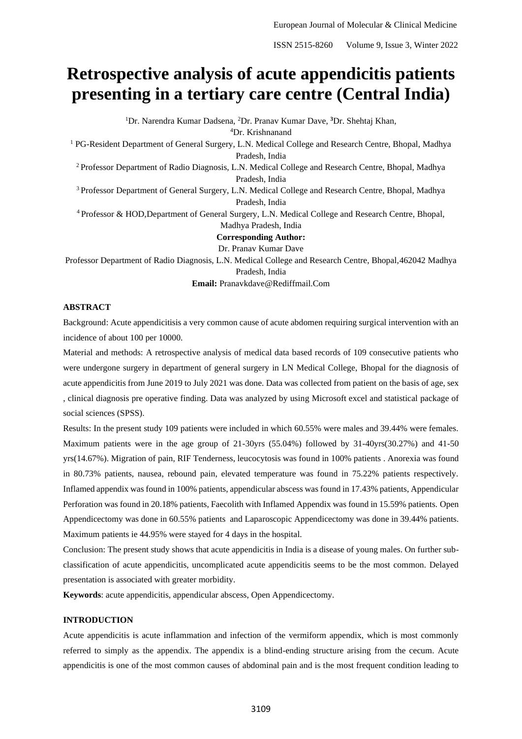# Retrospective analysis of acute appendicitis patients presenting in a tertiary care centre (Central India)

[1]Dr. Narendra Kumar Dadsena, [2]Dr. Pranav Kumar Dave, [3]Dr. Shehtaj Khan, [4]Dr. Krishnanand

[1] PG-Resident Department of General Surgery, L.N. Medical College and Research Centre, Bhopal, Madhya Pradesh, India

[2] Professor Department of Radio Diagnosis, L.N. Medical College and Research Centre, Bhopal, Madhya Pradesh, India

[3] Professor Department of General Surgery, L.N. Medical College and Research Centre, Bhopal, Madhya Pradesh, India

[4] Professor & HOD,Department of General Surgery, L.N. Medical College and Research Centre, Bhopal, Madhya Pradesh, India

**Corresponding Author:**

Dr. Pranav Kumar Dave

Professor Department of Radio Diagnosis, L.N. Medical College and Research Centre, Bhopal,462042 Madhya Pradesh, India

**Email:** Pranavkdave@Rediffmail.Com

## ABSTRACT

Background: Acute appendicitisis a very common cause of acute abdomen requiring surgical intervention with an incidence of about 100 per 10000.

Material and methods: A retrospective analysis of medical data based records of 109 consecutive patients who were undergone surgery in department of general surgery in LN Medical College, Bhopal for the diagnosis of acute appendicitis from June 2019 to July 2021 was done. Data was collected from patient on the basis of age, sex , clinical diagnosis pre operative finding. Data was analyzed by using Microsoft excel and statistical package of social sciences (SPSS).

Results: In the present study 109 patients were included in which 60.55% were males and 39.44% were females. Maximum patients were in the age group of 21-30yrs (55.04%) followed by 31-40yrs(30.27%) and 41-50 yrs(14.67%). Migration of pain, RIF Tenderness, leucocytosis was found in 100% patients . Anorexia was found in 80.73% patients, nausea, rebound pain, elevated temperature was found in 75.22% patients respectively. Inflamed appendix was found in 100% patients, appendicular abscess was found in 17.43% patients, Appendicular Perforation was found in 20.18% patients, Faecolith with Inflamed Appendix was found in 15.59% patients. Open Appendicectomy was done in 60.55% patients and Laparoscopic Appendicectomy was done in 39.44% patients. Maximum patients ie 44.95% were stayed for 4 days in the hospital.

Conclusion: The present study shows that acute appendicitis in India is a disease of young males. On further sub-classification of acute appendicitis, uncomplicated acute appendicitis seems to be the most common. Delayed presentation is associated with greater morbidity.

**Keywords**: acute appendicitis, appendicular abscess, Open Appendicectomy.

## INTRODUCTION

Acute appendicitis is acute inflammation and infection of the vermiform appendix, which is most commonly referred to simply as the appendix. The appendix is a blind-ending structure arising from the cecum. Acute appendicitis is one of the most common causes of abdominal pain and is the most frequent condition leading to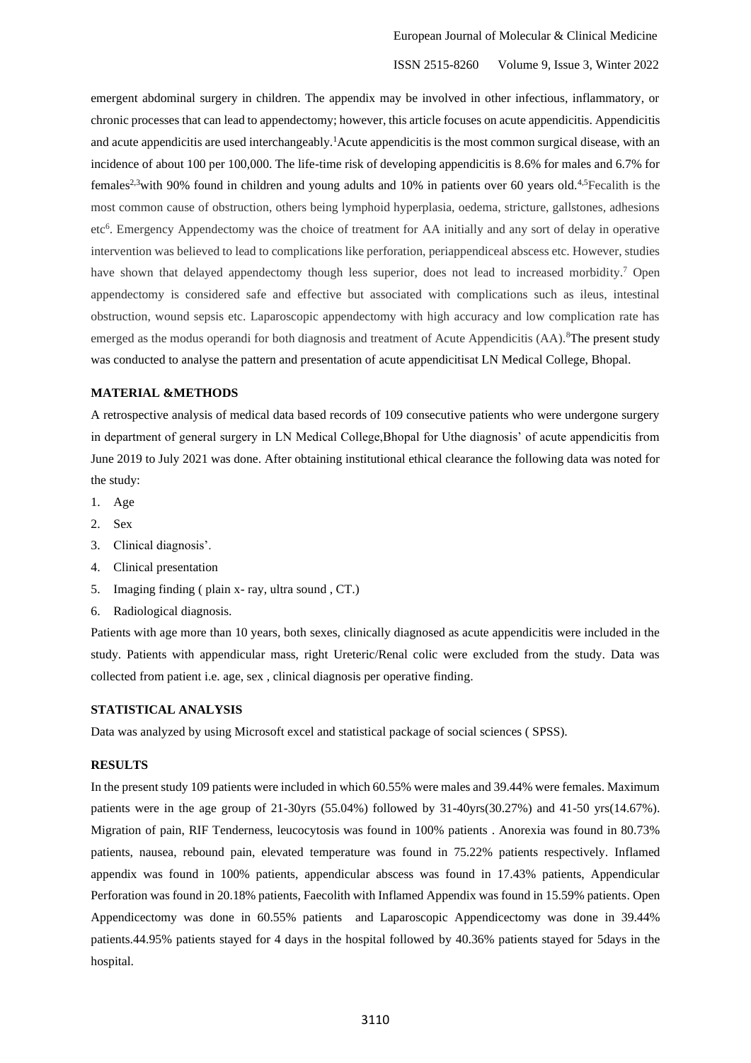emergent abdominal surgery in children. The appendix may be involved in other infectious, inflammatory, or chronic processes that can lead to appendectomy; however, this article focuses on acute appendicitis. Appendicitis and acute appendicitis are used interchangeably.[1]Acute appendicitis is the most common surgical disease, with an incidence of about 100 per 100,000. The life-time risk of developing appendicitis is 8.6% for males and 6.7% for females[2,3]with 90% found in children and young adults and 10% in patients over 60 years old.[4,5]Fecalith is the most common cause of obstruction, others being lymphoid hyperplasia, oedema, stricture, gallstones, adhesions etc[6]. Emergency Appendectomy was the choice of treatment for AA initially and any sort of delay in operative intervention was believed to lead to complications like perforation, periappendiceal abscess etc. However, studies have shown that delayed appendectomy though less superior, does not lead to increased morbidity.[7] Open appendectomy is considered safe and effective but associated with complications such as ileus, intestinal obstruction, wound sepsis etc. Laparoscopic appendectomy with high accuracy and low complication rate has emerged as the modus operandi for both diagnosis and treatment of Acute Appendicitis (AA).[8]The present study was conducted to analyse the pattern and presentation of acute appendicitisat LN Medical College, Bhopal.

## MATERIAL &METHODS

A retrospective analysis of medical data based records of 109 consecutive patients who were undergone surgery in department of general surgery in LN Medical College,Bhopal for Uthe diagnosis' of acute appendicitis from June 2019 to July 2021 was done. After obtaining institutional ethical clearance the following data was noted for the study:

1. Age
2. Sex
3. Clinical diagnosis'.
4. Clinical presentation
5. Imaging finding ( plain x- ray, ultra sound , CT.)
6. Radiological diagnosis.

Patients with age more than 10 years, both sexes, clinically diagnosed as acute appendicitis were included in the study. Patients with appendicular mass, right Ureteric/Renal colic were excluded from the study. Data was collected from patient i.e. age, sex , clinical diagnosis per operative finding.

## STATISTICAL ANALYSIS

Data was analyzed by using Microsoft excel and statistical package of social sciences ( SPSS).

## RESULTS

In the present study 109 patients were included in which 60.55% were males and 39.44% were females. Maximum patients were in the age group of 21-30yrs (55.04%) followed by 31-40yrs(30.27%) and 41-50 yrs(14.67%). Migration of pain, RIF Tenderness, leucocytosis was found in 100% patients . Anorexia was found in 80.73% patients, nausea, rebound pain, elevated temperature was found in 75.22% patients respectively. Inflamed appendix was found in 100% patients, appendicular abscess was found in 17.43% patients, Appendicular Perforation was found in 20.18% patients, Faecolith with Inflamed Appendix was found in 15.59% patients. Open Appendicectomy was done in 60.55% patients and Laparoscopic Appendicectomy was done in 39.44% patients.44.95% patients stayed for 4 days in the hospital followed by 40.36% patients stayed for 5days in the hospital.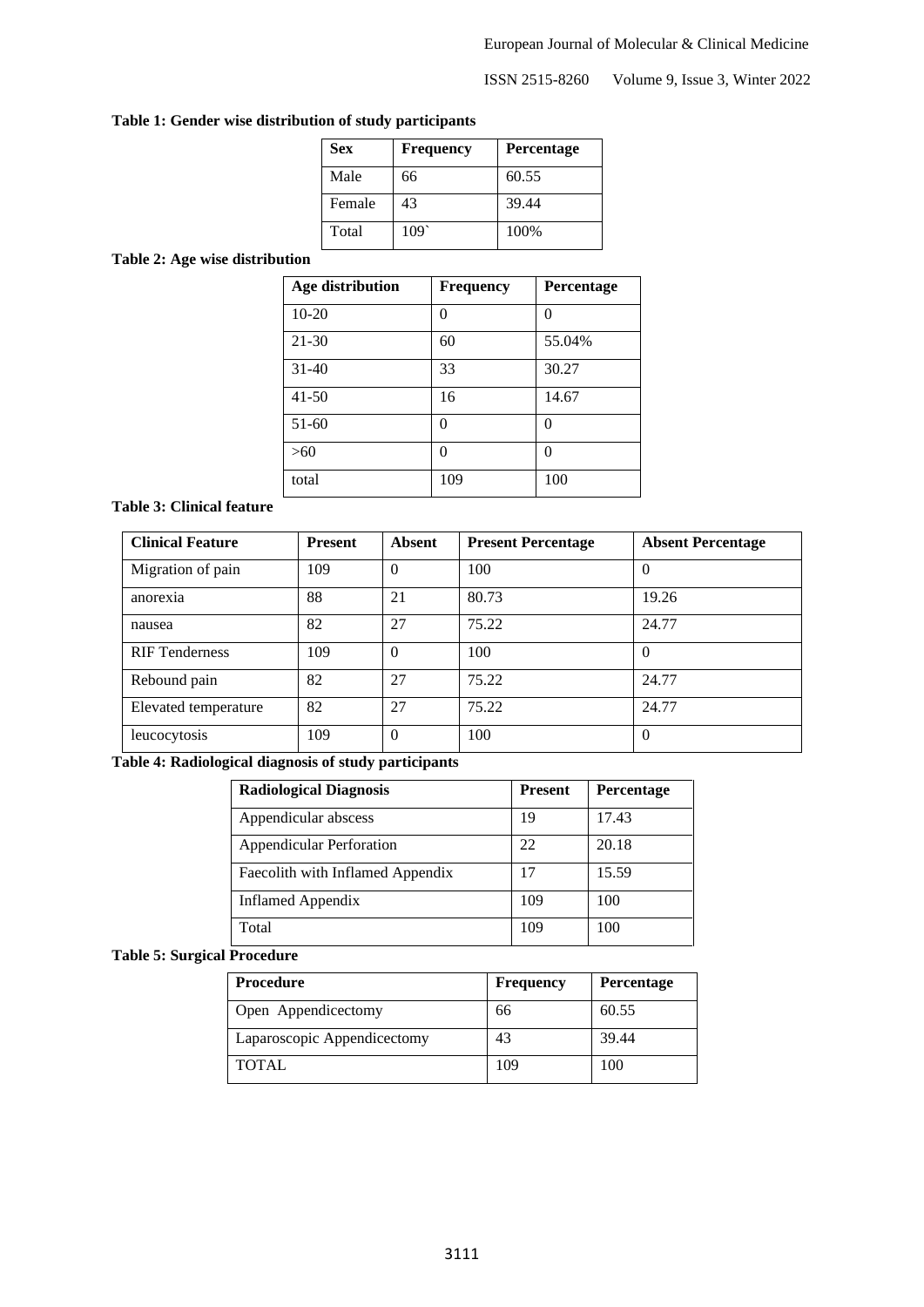**Table 1: Gender wise distribution of study participants**

| Sex | Frequency | Percentage |
|---|---|---|
| Male | 66 | 60.55 |
| Female | 43 | 39.44 |
| Total | 109` | 100% |

**Table 2: Age wise distribution**

| Age distribution | Frequency | Percentage |
|---|---|---|
| 10-20 | 0 | 0 |
| 21-30 | 60 | 55.04% |
| 31-40 | 33 | 30.27 |
| 41-50 | 16 | 14.67 |
| 51-60 | 0 | 0 |
| >60 | 0 | 0 |
| total | 109 | 100 |

**Table 3: Clinical feature**

| Clinical Feature | Present | Absent | Present Percentage | Absent Percentage |
|---|---|---|---|---|
| Migration of pain | 109 | 0 | 100 | 0 |
| anorexia | 88 | 21 | 80.73 | 19.26 |
| nausea | 82 | 27 | 75.22 | 24.77 |
| RIF Tenderness | 109 | 0 | 100 | 0 |
| Rebound pain | 82 | 27 | 75.22 | 24.77 |
| Elevated temperature | 82 | 27 | 75.22 | 24.77 |
| leucocytosis | 109 | 0 | 100 | 0 |

**Table 4: Radiological diagnosis of study participants**

| Radiological Diagnosis | Present | Percentage |
|---|---|---|
| Appendicular abscess | 19 | 17.43 |
| Appendicular Perforation | 22 | 20.18 |
| Faecolith with Inflamed Appendix | 17 | 15.59 |
| Inflamed Appendix | 109 | 100 |
| Total | 109 | 100 |

**Table 5: Surgical Procedure**

| Procedure | Frequency | Percentage |
|---|---|---|
| Open Appendicectomy | 66 | 60.55 |
| Laparoscopic Appendicectomy | 43 | 39.44 |
| TOTAL | 109 | 100 |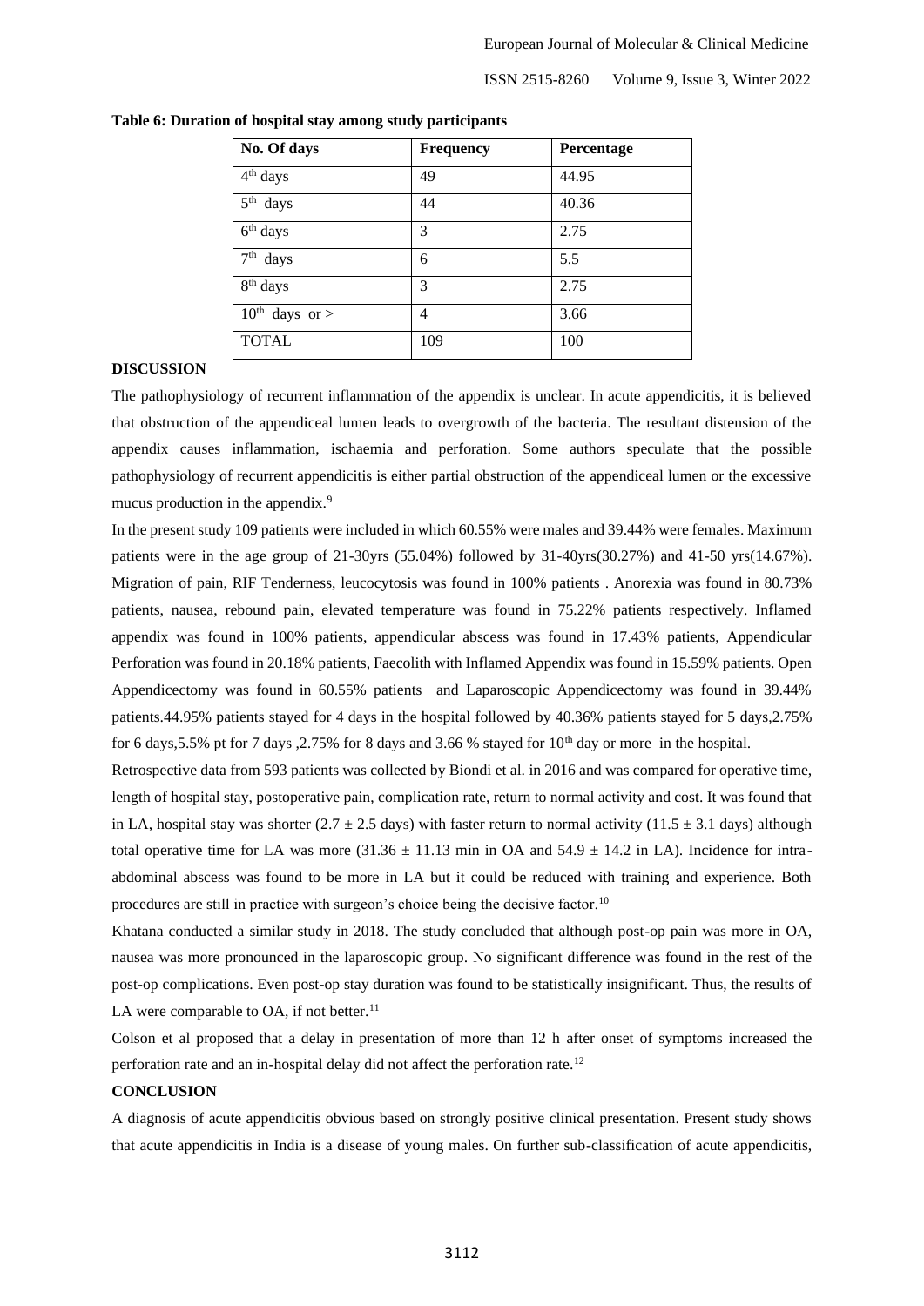**Table 6: Duration of hospital stay among study participants**

| No. Of days | Frequency | Percentage |
| --- | --- | --- |
| 4th days | 49 | 44.95 |
| 5th days | 44 | 40.36 |
| 6th days | 3 | 2.75 |
| 7th days | 6 | 5.5 |
| 8th days | 3 | 2.75 |
| 10th days or > | 4 | 3.66 |
| TOTAL | 109 | 100 |

## DISCUSSION

The pathophysiology of recurrent inflammation of the appendix is unclear. In acute appendicitis, it is believed that obstruction of the appendiceal lumen leads to overgrowth of the bacteria. The resultant distension of the appendix causes inflammation, ischaemia and perforation. Some authors speculate that the possible pathophysiology of recurrent appendicitis is either partial obstruction of the appendiceal lumen or the excessive mucus production in the appendix.[9]

In the present study 109 patients were included in which 60.55% were males and 39.44% were females. Maximum patients were in the age group of 21-30yrs (55.04%) followed by 31-40yrs(30.27%) and 41-50 yrs(14.67%). Migration of pain, RIF Tenderness, leucocytosis was found in 100% patients . Anorexia was found in 80.73% patients, nausea, rebound pain, elevated temperature was found in 75.22% patients respectively. Inflamed appendix was found in 100% patients, appendicular abscess was found in 17.43% patients, Appendicular Perforation was found in 20.18% patients, Faecolith with Inflamed Appendix was found in 15.59% patients. Open Appendicectomy was found in 60.55% patients and Laparoscopic Appendicectomy was found in 39.44% patients.44.95% patients stayed for 4 days in the hospital followed by 40.36% patients stayed for 5 days,2.75% for 6 days,5.5% pt for 7 days ,2.75% for 8 days and 3.66 % stayed for 10th day or more in the hospital.

Retrospective data from 593 patients was collected by Biondi et al. in 2016 and was compared for operative time, length of hospital stay, postoperative pain, complication rate, return to normal activity and cost. It was found that in LA, hospital stay was shorter ($2.7 \pm 2.5$ days) with faster return to normal activity ($11.5 \pm 3.1$ days) although total operative time for LA was more ($31.36 \pm 11.13$ min in OA and $54.9 \pm 14.2$ in LA). Incidence for intra-abdominal abscess was found to be more in LA but it could be reduced with training and experience. Both procedures are still in practice with surgeon's choice being the decisive factor.[10]

Khatana conducted a similar study in 2018. The study concluded that although post-op pain was more in OA, nausea was more pronounced in the laparoscopic group. No significant difference was found in the rest of the post-op complications. Even post-op stay duration was found to be statistically insignificant. Thus, the results of LA were comparable to OA, if not better.[11]

Colson et al proposed that a delay in presentation of more than 12 h after onset of symptoms increased the perforation rate and an in-hospital delay did not affect the perforation rate.[12]

## CONCLUSION

A diagnosis of acute appendicitis obvious based on strongly positive clinical presentation. Present study shows that acute appendicitis in India is a disease of young males. On further sub-classification of acute appendicitis,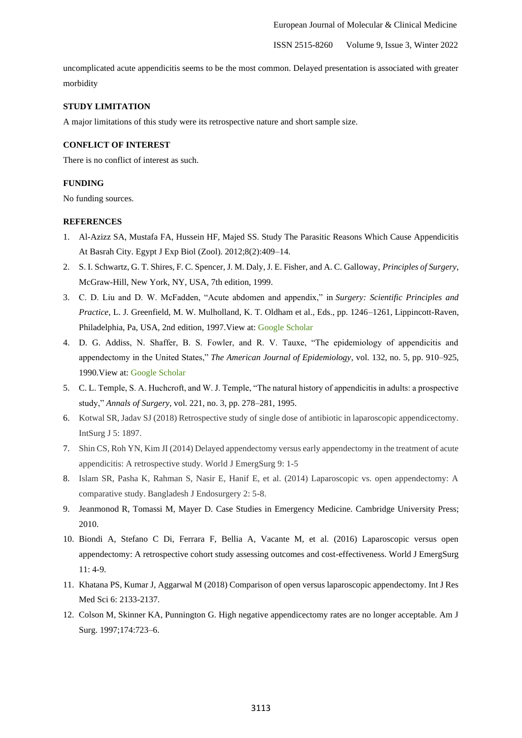uncomplicated acute appendicitis seems to be the most common. Delayed presentation is associated with greater morbidity

## STUDY LIMITATION

A major limitations of this study were its retrospective nature and short sample size.

## CONFLICT OF INTEREST

There is no conflict of interest as such.

## FUNDING

No funding sources.

## REFERENCES

1. Al-Azizz SA, Mustafa FA, Hussein HF, Majed SS. Study The Parasitic Reasons Which Cause Appendicitis At Basrah City. Egypt J Exp Biol (Zool). 2012;8(2):409–14.
2. S. I. Schwartz, G. T. Shires, F. C. Spencer, J. M. Daly, J. E. Fisher, and A. C. Galloway, *Principles of Surgery*, McGraw-Hill, New York, NY, USA, 7th edition, 1999.
3. C. D. Liu and D. W. McFadden, "Acute abdomen and appendix," in *Surgery: Scientific Principles and Practice*, L. J. Greenfield, M. W. Mulholland, K. T. Oldham et al., Eds., pp. 1246–1261, Lippincott-Raven, Philadelphia, Pa, USA, 2nd edition, 1997.View at: Google Scholar
4. D. G. Addiss, N. Shaffer, B. S. Fowler, and R. V. Tauxe, "The epidemiology of appendicitis and appendectomy in the United States," *The American Journal of Epidemiology*, vol. 132, no. 5, pp. 910–925, 1990.View at: Google Scholar
5. C. L. Temple, S. A. Huchcroft, and W. J. Temple, "The natural history of appendicitis in adults: a prospective study," *Annals of Surgery*, vol. 221, no. 3, pp. 278–281, 1995.
6. Kotwal SR, Jadav SJ (2018) Retrospective study of single dose of antibiotic in laparoscopic appendicectomy. IntSurg J 5: 1897.
7. Shin CS, Roh YN, Kim JI (2014) Delayed appendectomy versus early appendectomy in the treatment of acute appendicitis: A retrospective study. World J EmergSurg 9: 1-5
8. Islam SR, Pasha K, Rahman S, Nasir E, Hanif E, et al. (2014) Laparoscopic vs. open appendectomy: A comparative study. Bangladesh J Endosurgery 2: 5-8.
9. Jeanmonod R, Tomassi M, Mayer D. Case Studies in Emergency Medicine. Cambridge University Press; 2010.
10. Biondi A, Stefano C Di, Ferrara F, Bellia A, Vacante M, et al. (2016) Laparoscopic versus open appendectomy: A retrospective cohort study assessing outcomes and cost-effectiveness. World J EmergSurg 11: 4-9.
11. Khatana PS, Kumar J, Aggarwal M (2018) Comparison of open versus laparoscopic appendectomy. Int J Res Med Sci 6: 2133-2137.
12. Colson M, Skinner KA, Punnington G. High negative appendicectomy rates are no longer acceptable. Am J Surg. 1997;174:723–6.